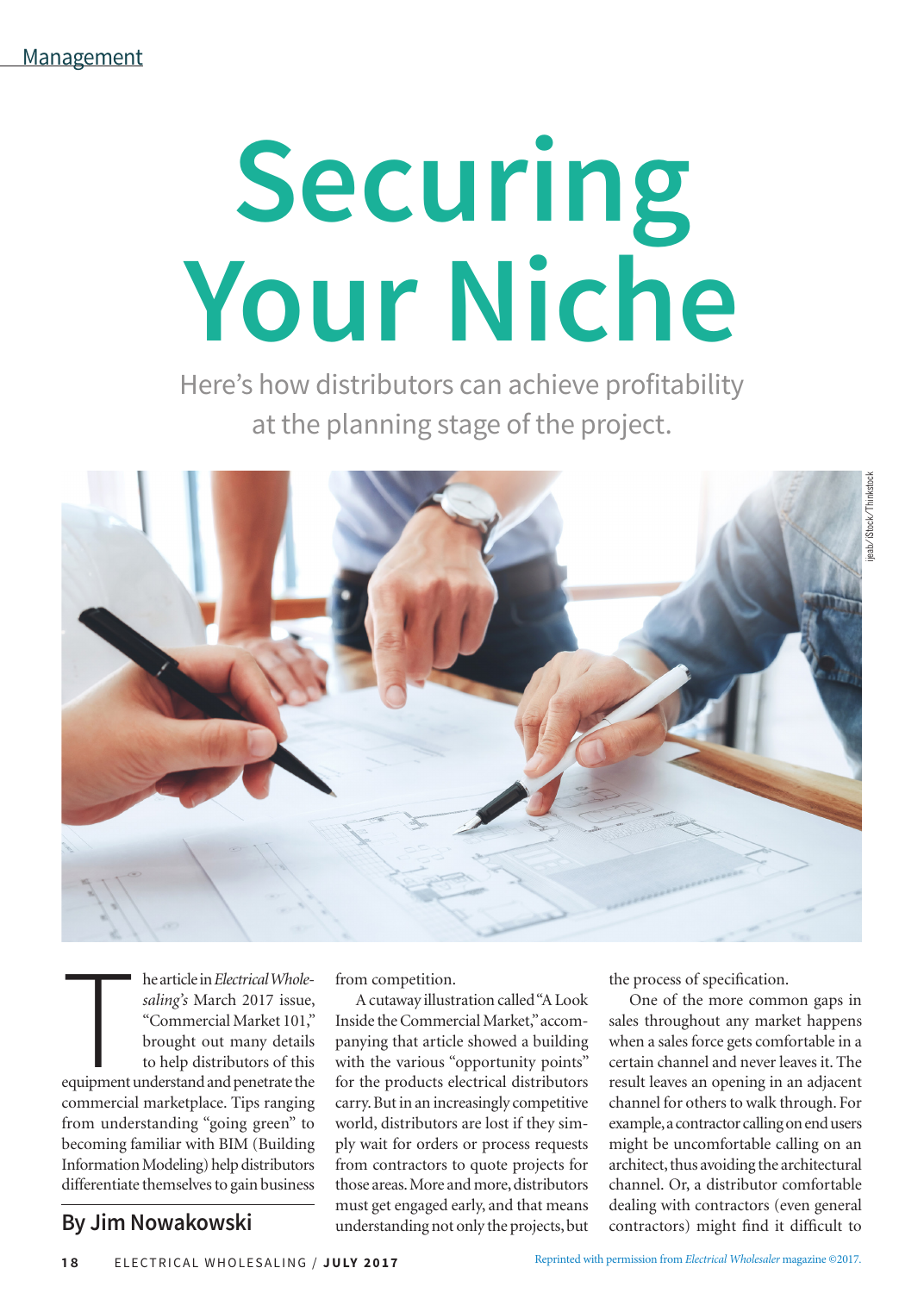Management

# Securing Your Niche

Here's how distributors can achieve profitability at the planning stage of the project.

jeab/iStock/Thinkstock

**By Jim Nowakowski**

The article in *Electrical Wholesaling's* March 2017 issue, "Commercial Market 101," brought out many details to help distributors of this equipment understand and penetrate the commercial marketplace. Tips ranging from understanding "going green" to becoming familiar with BIM (Building Information Modeling) help distributors differentiate themselves to gain business from competition.

A cutaway illustration called "A Look Inside the Commercial Market," accompanying that article showed a building with the various "opportunity points" for the products electrical distributors carry. But in an increasingly competitive world, distributors are lost if they simply wait for orders or process requests from contractors to quote projects for those areas. More and more, distributors must get engaged early, and that means understanding not only the projects, but the process of specification.

One of the more common gaps in sales throughout any market happens when a sales force gets comfortable in a certain channel and never leaves it. The result leaves an opening in an adjacent channel for others to walk through. For example, a contractor calling on end users might be uncomfortable calling on an architect, thus avoiding the architectural channel. Or, a distributor comfortable dealing with contractors (even general contractors) might find it difficult to

Reprinted with permission from *Electrical Wholesaler* magazine ©2017.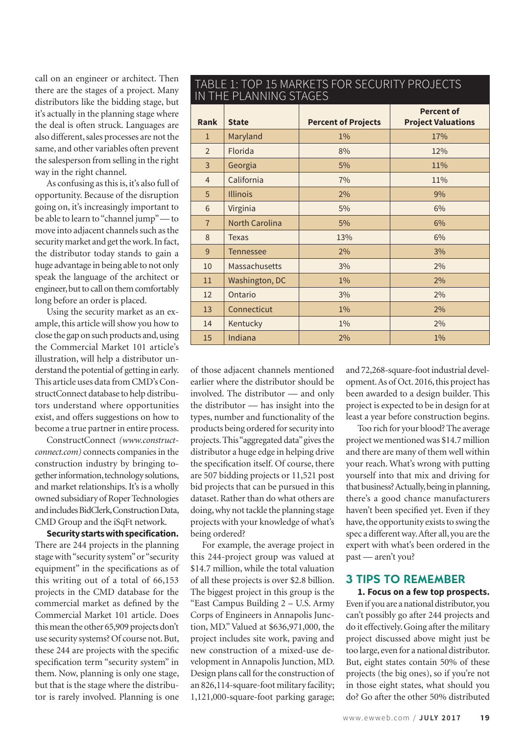call on an engineer or architect. Then there are the stages of a project. Many distributors like the bidding stage, but it's actually in the planning stage where the deal is often struck. Languages are also different, sales processes are not the same, and other variables often prevent the salesperson from selling in the right way in the right channel.

As confusing as this is, it's also full of opportunity. Because of the disruption going on, it's increasingly important to be able to learn to "channel jump" — to move into adjacent channels such as the security market and get the work. In fact, the distributor today stands to gain a huge advantage in being able to not only speak the language of the architect or engineer, but to call on them comfortably long before an order is placed.

Using the security market as an example, this article will show you how to close the gap on such products and, using the Commercial Market 101 article's illustration, will help a distributor understand the potential of getting in early. This article uses data from CMD's ConstructConnect database to help distributors understand where opportunities exist, and offers suggestions on how to become a true partner in entire process.

ConstructConnect *(www.constructconnect.com)* connects companies in the construction industry by bringing together information, technology solutions, and market relationships. It's is a wholly owned subsidiary of Roper Technologies and includes BidClerk, Construction Data, CMD Group and the iSqFt network.

**Security starts with specification.** There are 244 projects in the planning stage with "security system" or "security equipment" in the specifications as of this writing out of a total of 66,153 projects in the CMD database for the commercial market as defined by the Commercial Market 101 article. Does this mean the other 65,909 projects don't use security systems? Of course not. But, these 244 are projects with the specific specification term "security system" in them. Now, planning is only one stage, but that is the stage where the distributor is rarely involved. Planning is one of those adjacent channels mentioned earlier where the distributor should be involved. The distributor — and only the distributor — has insight into the types, number and functionality of the products being ordered for security into projects. This "aggregated data" gives the distributor a huge edge in helping drive the specification itself. Of course, there are 507 bidding projects or 11,521 post bid projects that can be pursued in this dataset. Rather than do what others are doing, why not tackle the planning stage projects with your knowledge of what's being ordered?

For example, the average project in this 244-project group was valued at $14.7 million, while the total valuation of all these projects is over $2.8 billion. The biggest project in this group is the "East Campus Building 2 – U.S. Army Corps of Engineers in Annapolis Junction, MD." Valued at $636,971,000, the project includes site work, paving and new construction of a mixed-use development in Annapolis Junction, MD. Design plans call for the construction of an 826,114-square-foot military facility; 1,121,000-square-foot parking garage; and 72,268-square-foot industrial development. As of Oct. 2016, this project has been awarded to a design builder. This project is expected to be in design for at least a year before construction begins.

Too rich for your blood? The average project we mentioned was $14.7 million and there are many of them well within your reach. What's wrong with putting yourself into that mix and driving for that business? Actually, being in planning, there's a good chance manufacturers haven't been specified yet. Even if they have, the opportunity exists to swing the spec a different way. After all, you are the expert with what's been ordered in the past — aren't you?

## TABLE 1: TOP 15 MARKETS FOR SECURITY PROJECTS IN THE PLANNING STAGES

| Rank | State | Percent of Projects | Percent of Project Valuations |
|---|---|---|---|
| 1 | Maryland | 1% | 17% |
| 2 | Florida | 8% | 12% |
| 3 | Georgia | 5% | 11% |
| 4 | California | 7% | 11% |
| 5 | Illinois | 2% | 9% |
| 6 | Virginia | 5% | 6% |
| 7 | North Carolina | 5% | 6% |
| 8 | Texas | 13% | 6% |
| 9 | Tennessee | 2% | 3% |
| 10 | Massachusetts | 3% | 2% |
| 11 | Washington, DC | 1% | 2% |
| 12 | Ontario | 3% | 2% |
| 13 | Connecticut | 1% | 2% |
| 14 | Kentucky | 1% | 2% |
| 15 | Indiana | 2% | 1% |

## 3 TIPS TO REMEMBER

**1. Focus on a few top prospects.** Even if you are a national distributor, you can't possibly go after 244 projects and do it effectively. Going after the military project discussed above might just be too large, even for a national distributor. But, eight states contain 50% of these projects (the big ones), so if you're not in those eight states, what should you do? Go after the other 50% distributed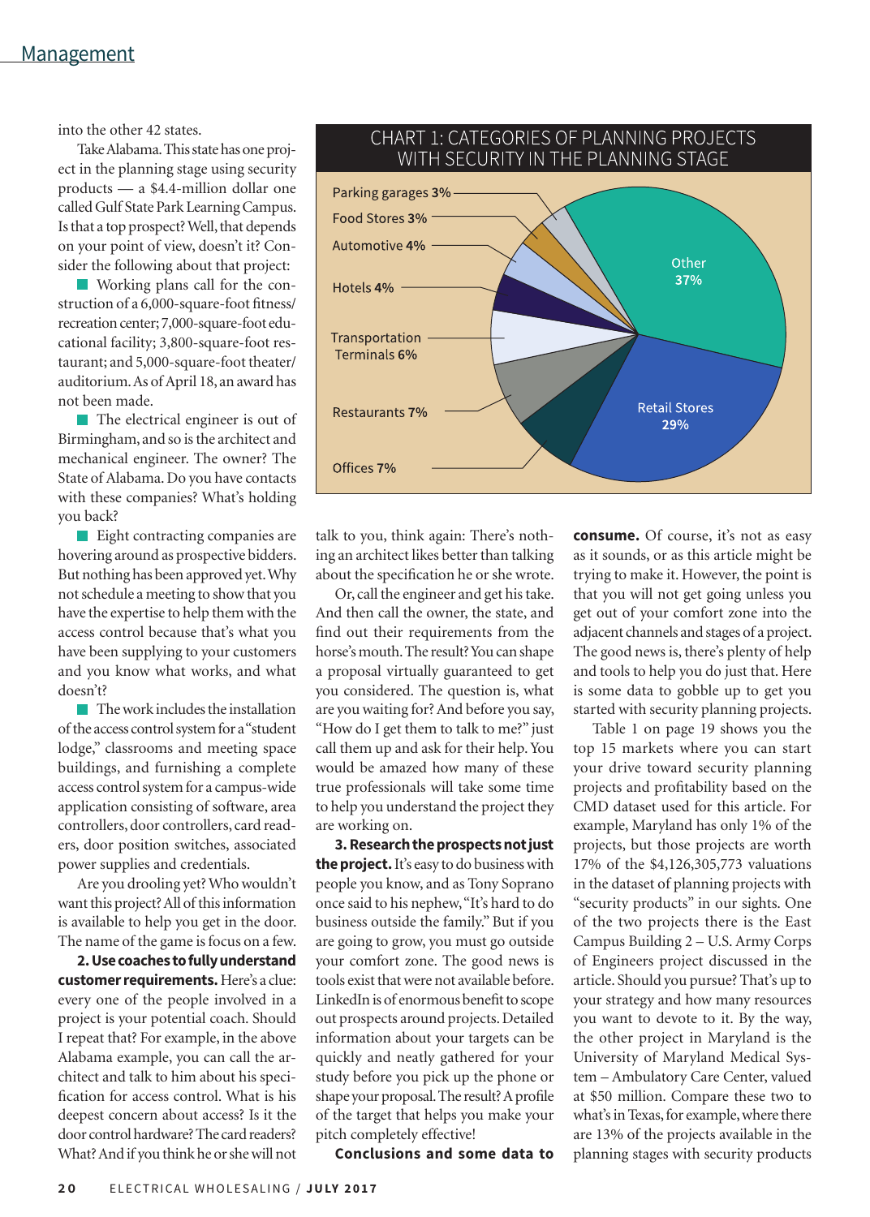into the other 42 states.

Take Alabama. This state has one project in the planning stage using security products — a $4.4-million dollar one called Gulf State Park Learning Campus. Is that a top prospect? Well, that depends on your point of view, doesn't it? Consider the following about that project:

- Working plans call for the construction of a 6,000-square-foot fitness/recreation center; 7,000-square-foot educational facility; 3,800-square-foot restaurant; and 5,000-square-foot theater/auditorium. As of April 18, an award has not been made.
- The electrical engineer is out of Birmingham, and so is the architect and mechanical engineer. The owner? The State of Alabama. Do you have contacts with these companies? What's holding you back?
- Eight contracting companies are hovering around as prospective bidders. But nothing has been approved yet. Why not schedule a meeting to show that you have the expertise to help them with the access control because that's what you have been supplying to your customers and you know what works, and what doesn't?
- The work includes the installation of the access control system for a "student lodge," classrooms and meeting space buildings, and furnishing a complete access control system for a campus-wide application consisting of software, area controllers, door controllers, card readers, door position switches, associated power supplies and credentials.

Are you drooling yet? Who wouldn't want this project? All of this information is available to help you get in the door. The name of the game is focus on a few.

**2. Use coaches to fully understand customer requirements.** Here's a clue: every one of the people involved in a project is your potential coach. Should I repeat that? For example, in the above Alabama example, you can call the architect and talk to him about his specification for access control. What is his deepest concern about access? Is it the door control hardware? The card readers? What? And if you think he or she will not talk to you, think again: There's nothing an architect likes better than talking about the specification he or she wrote.

Or, call the engineer and get his take. And then call the owner, the state, and find out their requirements from the horse's mouth. The result? You can shape a proposal virtually guaranteed to get you considered. The question is, what are you waiting for? And before you say, "How do I get them to talk to me?" just call them up and ask for their help. You would be amazed how many of these true professionals will take some time to help you understand the project they are working on.

**3. Research the prospects not just the project.** It's easy to do business with people you know, and as Tony Soprano once said to his nephew, "It's hard to do business outside the family." But if you are going to grow, you must go outside your comfort zone. The good news is tools exist that were not available before. LinkedIn is of enormous benefit to scope out prospects around projects. Detailed information about your targets can be quickly and neatly gathered for your study before you pick up the phone or shape your proposal. The result? A profile of the target that helps you make your pitch completely effective!

**Conclusions and some data to consume.** Of course, it's not as easy as it sounds, or as this article might be trying to make it. However, the point is that you will not get going unless you get out of your comfort zone into the adjacent channels and stages of a project. The good news is, there's plenty of help and tools to help you do just that. Here is some data to gobble up to get you started with security planning projects.

Table 1 on page 19 shows you the top 15 markets where you can start your drive toward security planning projects and profitability based on the CMD dataset used for this article. For example, Maryland has only 1% of the projects, but those projects are worth 17% of the $4,126,305,773 valuations in the dataset of planning projects with "security products" in our sights. One of the two projects there is the East Campus Building 2 – U.S. Army Corps of Engineers project discussed in the article. Should you pursue? That's up to your strategy and how many resources you want to devote to it. By the way, the other project in Maryland is the University of Maryland Medical System – Ambulatory Care Center, valued at $50 million. Compare these two to what's in Texas, for example, where there are 13% of the projects available in the planning stages with security products

**CHART 1: CATEGORIES OF PLANNING PROJECTS WITH SECURITY IN THE PLANNING STAGE**

| Category | Share |
|---|---|
| Other | 37% |
| Retail Stores | 29% |
| Offices | 7% |
| Restaurants | 7% |
| Transportation Terminals | 6% |
| Hotels | 4% |
| Automotive | 4% |
| Food Stores | 3% |
| Parking garages | 3% |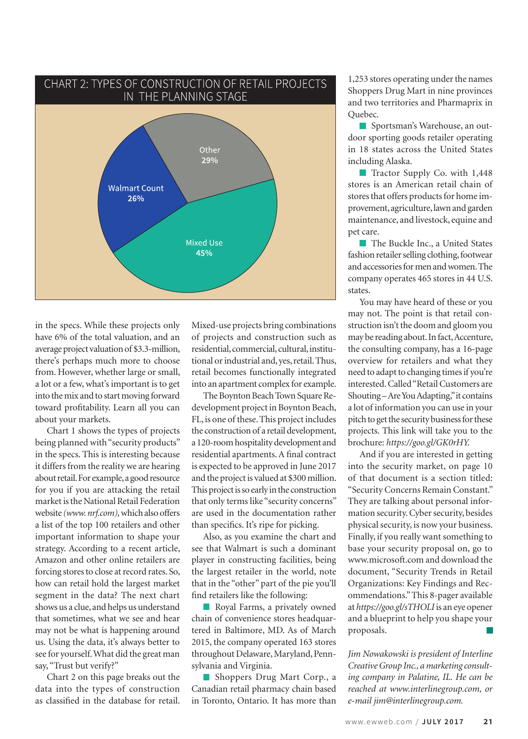## CHART 2: TYPES OF CONSTRUCTION OF RETAIL PROJECTS IN THE PLANNING STAGE

Other
29%

Walmart Count
26%

Mixed Use
45%

in the specs. While these projects only have 6% of the total valuation, and an average project valuation of $3.3-million, there's perhaps much more to choose from. However, whether large or small, a lot or a few, what's important is to get into the mix and to start moving forward toward profitability. Learn all you can about your markets.

Chart 1 shows the types of projects being planned with "security products" in the specs. This is interesting because it differs from the reality we are hearing about retail. For example, a good resource for you if you are attacking the retail market is the National Retail Federation website *(www. nrf.com)*, which also offers a list of the top 100 retailers and other important information to shape your strategy. According to a recent article, Amazon and other online retailers are forcing stores to close at record rates. So, how can retail hold the largest market segment in the data? The next chart shows us a clue, and helps us understand that sometimes, what we see and hear may not be what is happening around us. Using the data, it's always better to see for yourself. What did the great man say, "Trust but verify?"

Chart 2 on this page breaks out the data into the types of construction as classified in the database for retail. Mixed-use projects bring combinations of projects and construction such as residential, commercial, cultural, institutional or industrial and, yes, retail. Thus, retail becomes functionally integrated into an apartment complex for example.

The Boynton Beach Town Square Redevelopment project in Boynton Beach, FL, is one of these. This project includes the construction of a retail development, a 120-room hospitality development and residential apartments. A final contract is expected to be approved in June 2017 and the project is valued at $300 million. This project is so early in the construction that only terms like "security concerns" are used in the documentation rather than specifics. It's ripe for picking.

Also, as you examine the chart and see that Walmart is such a dominant player in constructing facilities, being the largest retailer in the world, note that in the "other" part of the pie you'll find retailers like the following:

- Royal Farms, a privately owned chain of convenience stores headquartered in Baltimore, MD. As of March 2015, the company operated 163 stores throughout Delaware, Maryland, Pennsylvania and Virginia.
- Shoppers Drug Mart Corp., a Canadian retail pharmacy chain based in Toronto, Ontario. It has more than 1,253 stores operating under the names Shoppers Drug Mart in nine provinces and two territories and Pharmaprix in Quebec.
- Sportsman's Warehouse, an outdoor sporting goods retailer operating in 18 states across the United States including Alaska.
- Tractor Supply Co. with 1,448 stores is an American retail chain of stores that offers products for home improvement, agriculture, lawn and garden maintenance, and livestock, equine and pet care.
- The Buckle Inc., a United States fashion retailer selling clothing, footwear and accessories for men and women. The company operates 465 stores in 44 U.S. states.

You may have heard of these or you may not. The point is that retail construction isn't the doom and gloom you may be reading about. In fact, Accenture, the consulting company, has a 16-page overview for retailers and what they need to adapt to changing times if you're interested. Called "Retail Customers are Shouting – Are You Adapting," it contains a lot of information you can use in your pitch to get the security business for these projects. This link will take you to the brochure: *https://goo.gl/GK0rHY.*

And if you are interested in getting into the security market, on page 10 of that document is a section titled: "Security Concerns Remain Constant." They are talking about personal information security. Cyber security, besides physical security, is now your business. Finally, if you really want something to base your security proposal on, go to www.microsoft.com and download the document, "Security Trends in Retail Organizations: Key Findings and Recommendations." This 8-pager available at *https://goo.gl/sTHOLI* is an eye opener and a blueprint to help you shape your proposals.

*Jim Nowakowski is president of Interline Creative Group Inc., a marketing consulting company in Palatine, IL. He can be reached at www.interlinegroup.com, or e-mail jim@interlinegroup.com.*